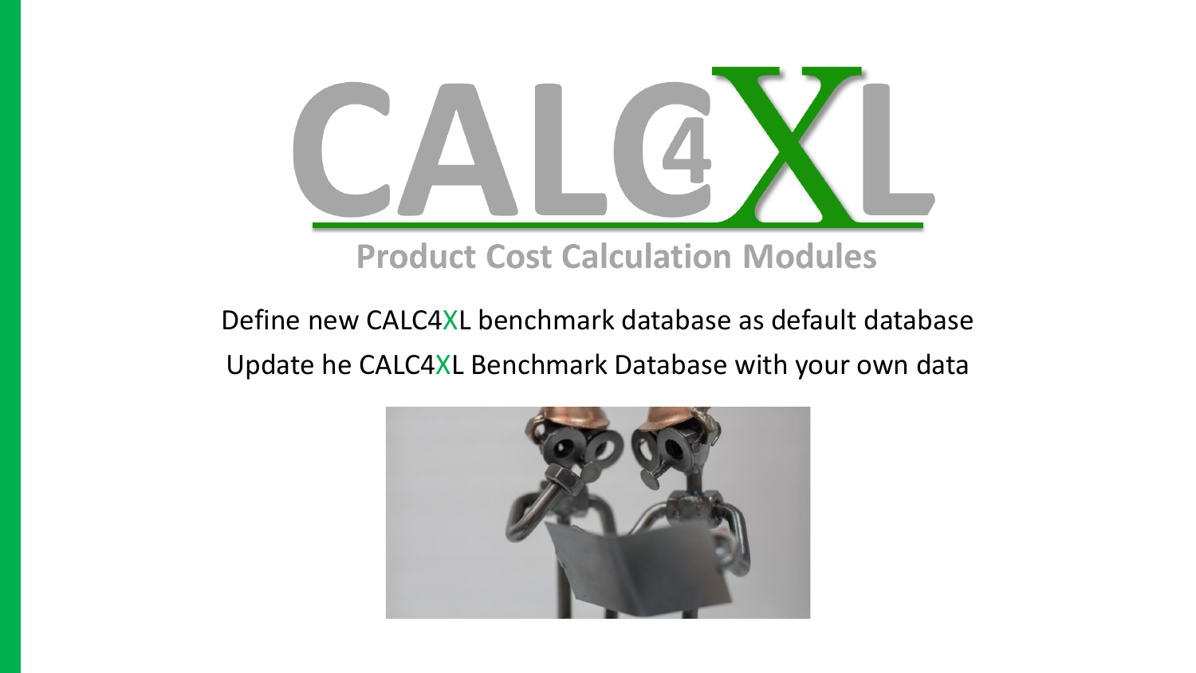# CALC4XL

**Product Cost Calculation Modules**

Define new CALC4XL benchmark database as default database

Update he CALC4XL Benchmark Database with your own data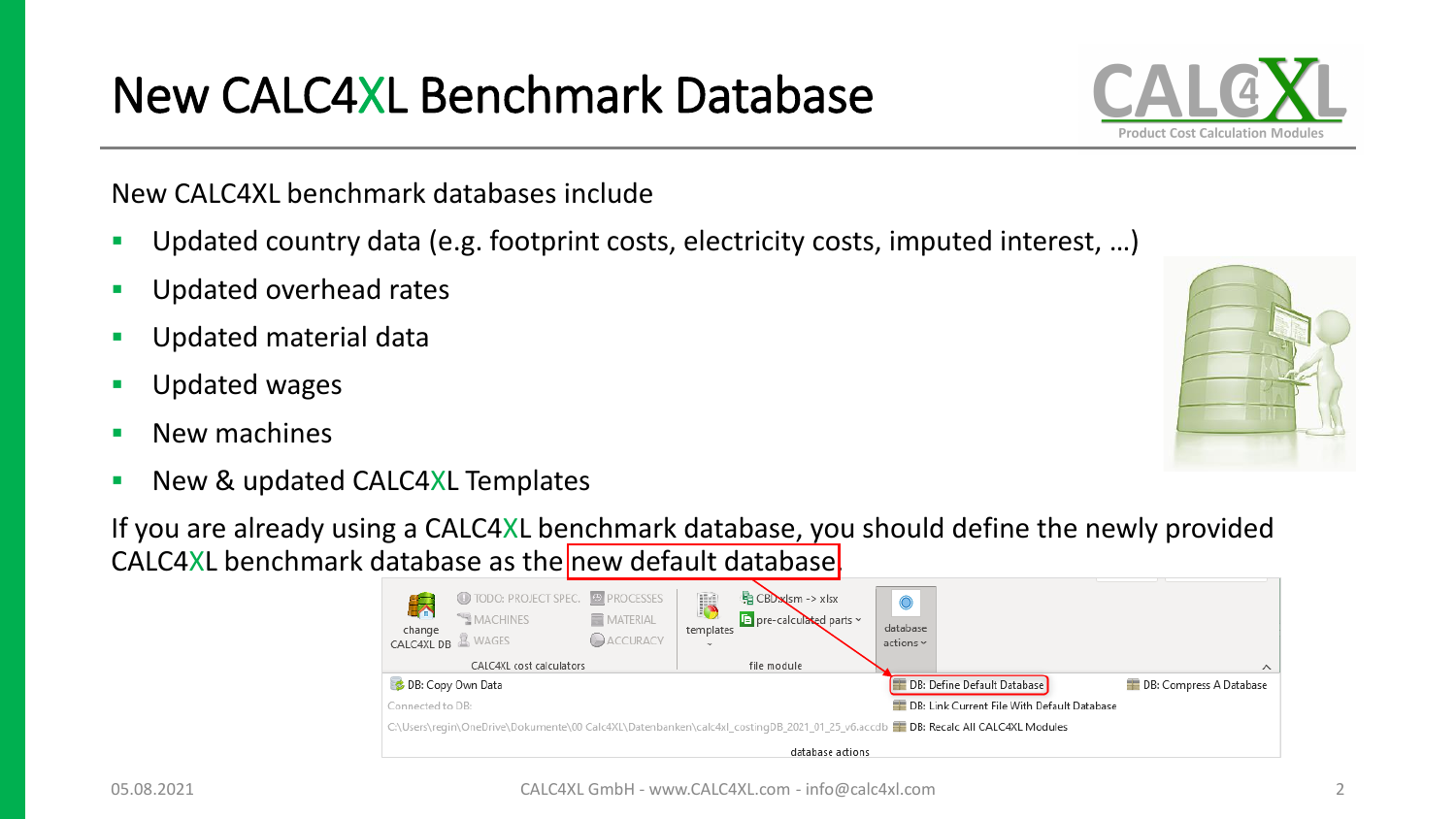# New CALC4XL Benchmark Database

New CALC4XL benchmark databases include

- Updated country data (e.g. footprint costs, electricity costs, imputed interest, …)
- Updated overhead rates
- Updated material data
- Updated wages
- New machines
- New & updated CALC4XL Templates

If you are already using a CALC4XL benchmark database, you should define the newly provided CALC4XL benchmark database as the new default database.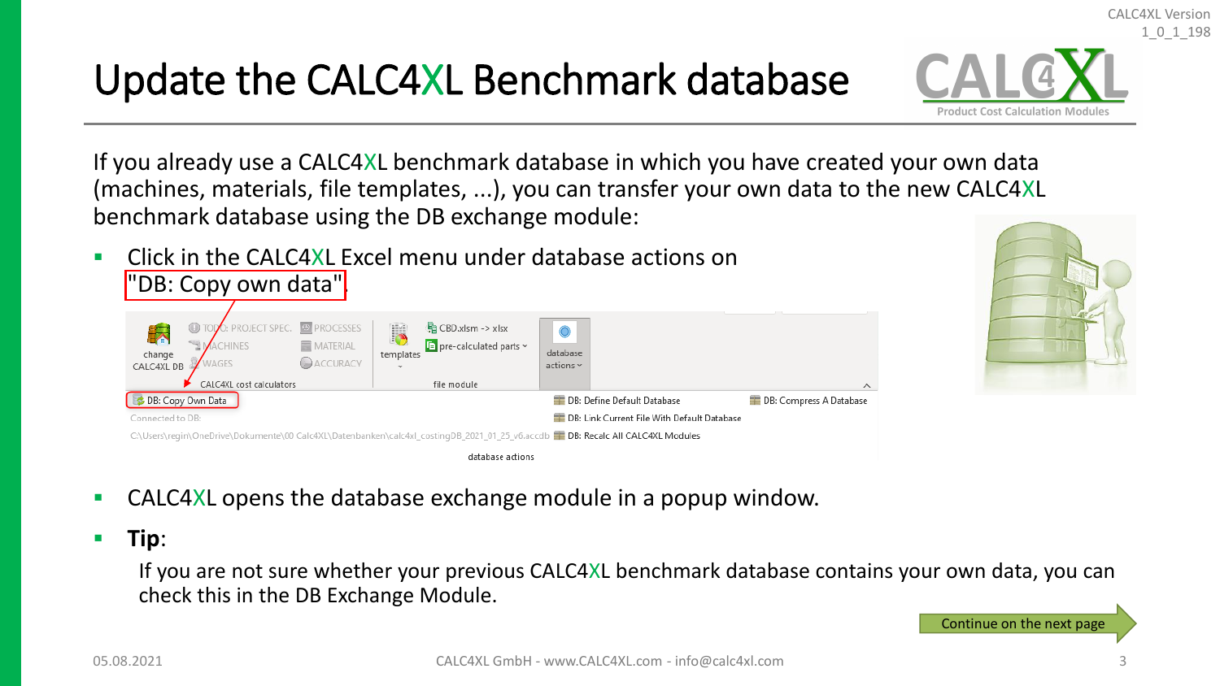# Update the CALC4XL Benchmark database

If you already use a CALC4XL benchmark database in which you have created your own data (machines, materials, file templates, ...), you can transfer your own data to the new CALC4XL benchmark database using the DB exchange module:

- Click in the CALC4XL Excel menu under database actions on "DB: Copy own data"
- CALC4XL opens the database exchange module in a popup window.
- **Tip**:

  If you are not sure whether your previous CALC4XL benchmark database contains your own data, you can check this in the DB Exchange Module.

Continue on the next page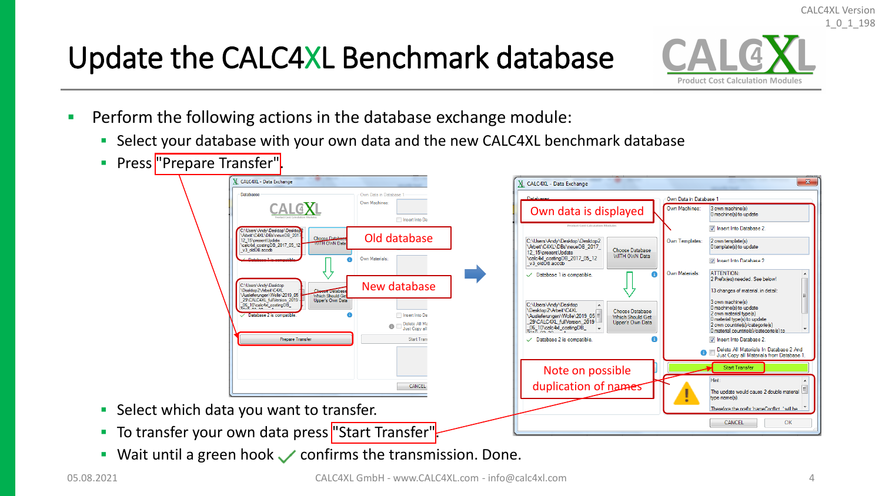# Update the CALC4XL Benchmark database

- Perform the following actions in the database exchange module:
  - Select your database with your own data and the new CALC4XL benchmark database
  - Press "Prepare Transfer".
  - Select which data you want to transfer.
  - To transfer your own data press "Start Transfer".
  - Wait until a green hook ✓ confirms the transmission. Done.

Old database

New database

Own data is displayed

Note on possible duplication of names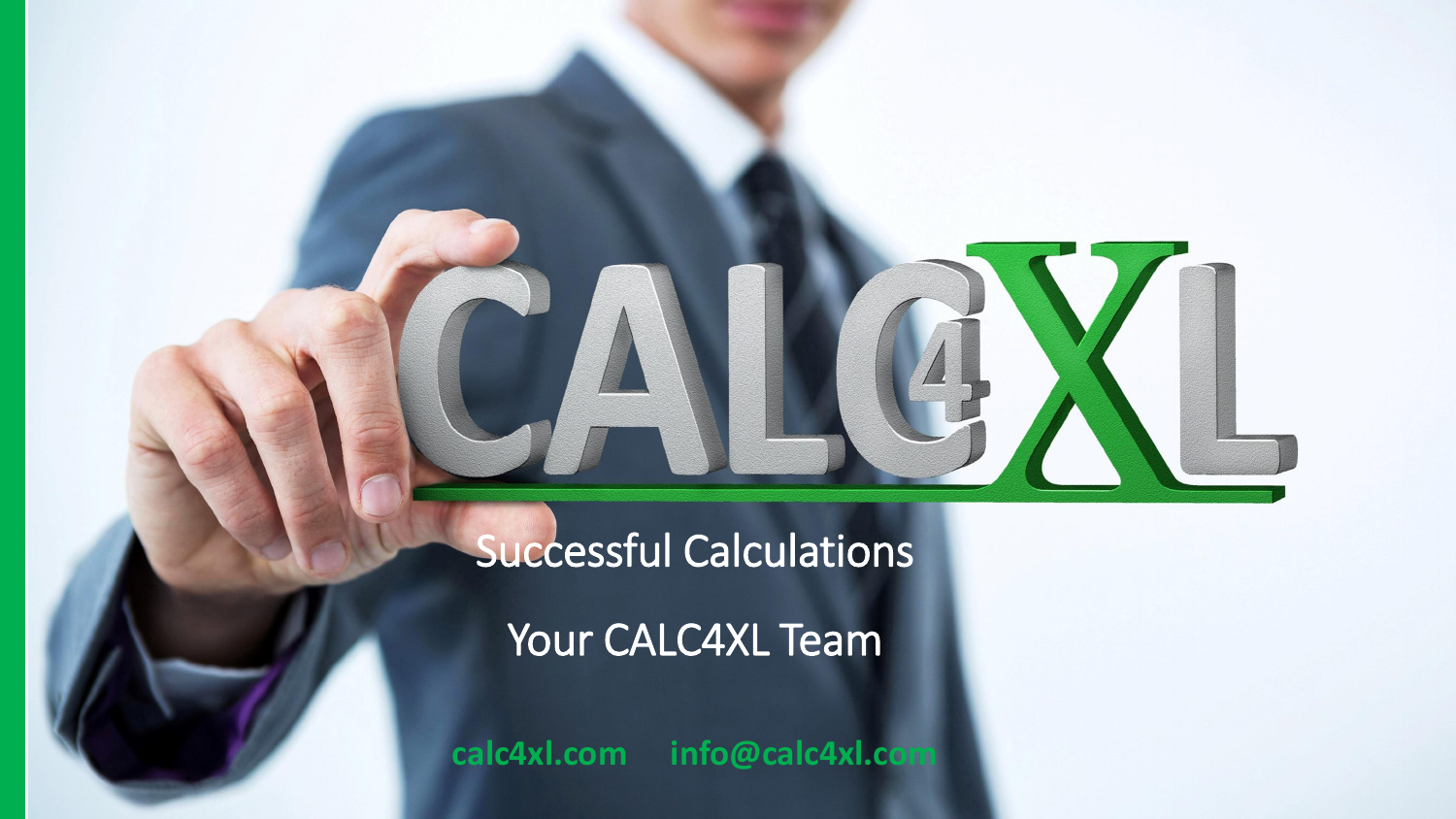CALC4XL

Successful Calculations

Your CALC4XL Team

calc4xl.com info@calc4xl.com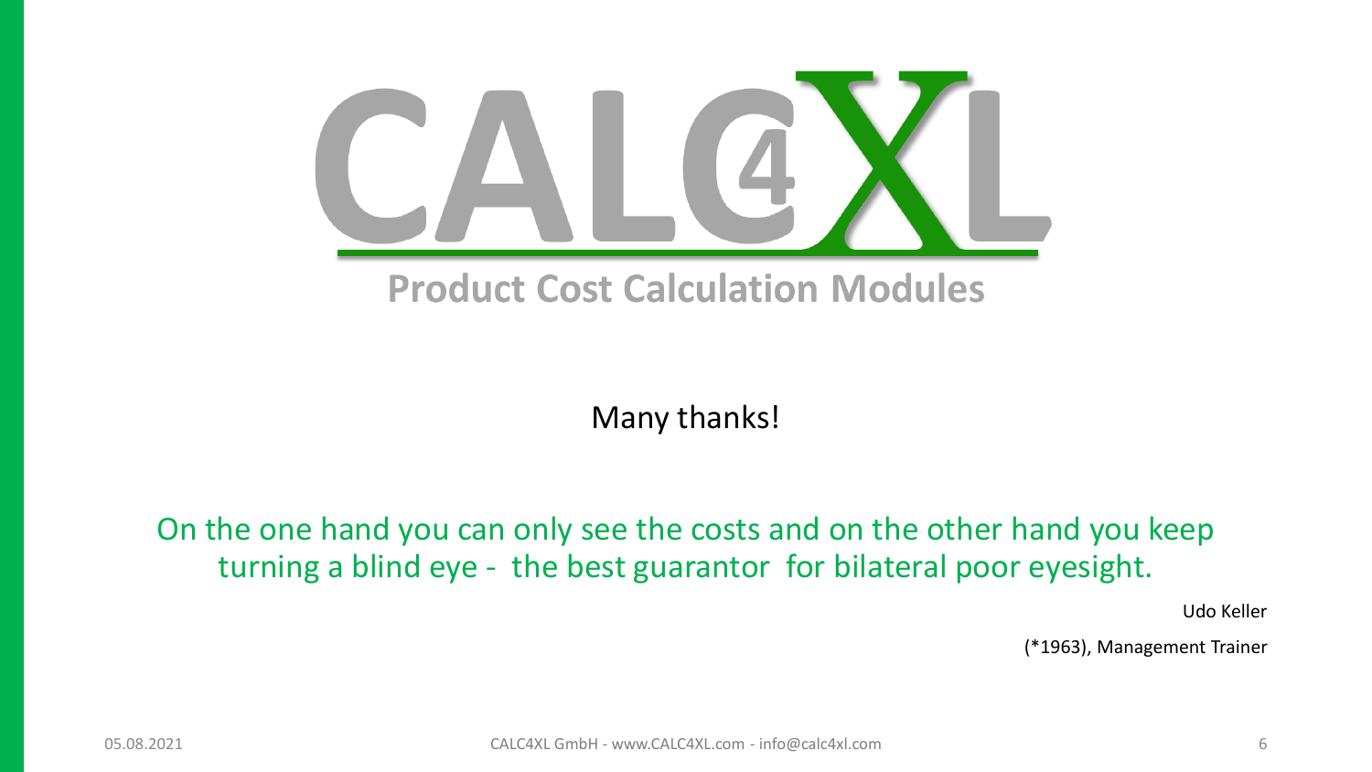# CALC4XL

**Product Cost Calculation Modules**

Many thanks!

On the one hand you can only see the costs and on the other hand you keep turning a blind eye - the best guarantor for bilateral poor eyesight.

Udo Keller

(*1963), Management Trainer

05.08.2021 CALC4XL GmbH - www.CALC4XL.com - info@calc4xl.com